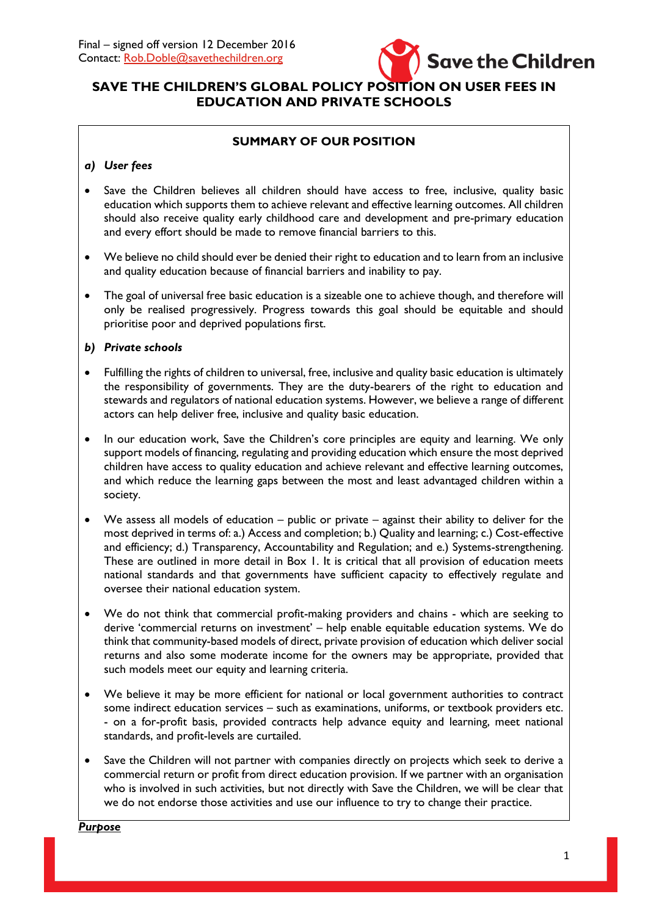Final – signed off version 12 December 2016
Contact: Rob.Doble@savethechildren.org

# SAVE THE CHILDREN'S GLOBAL POLICY POSITION ON USER FEES IN EDUCATION AND PRIVATE SCHOOLS

## SUMMARY OF OUR POSITION

***a) User fees***

- Save the Children believes all children should have access to free, inclusive, quality basic education which supports them to achieve relevant and effective learning outcomes. All children should also receive quality early childhood care and development and pre-primary education and every effort should be made to remove financial barriers to this.
- We believe no child should ever be denied their right to education and to learn from an inclusive and quality education because of financial barriers and inability to pay.
- The goal of universal free basic education is a sizeable one to achieve though, and therefore will only be realised progressively. Progress towards this goal should be equitable and should prioritise poor and deprived populations first.

***b) Private schools***

- Fulfilling the rights of children to universal, free, inclusive and quality basic education is ultimately the responsibility of governments. They are the duty-bearers of the right to education and stewards and regulators of national education systems. However, we believe a range of different actors can help deliver free, inclusive and quality basic education.
- In our education work, Save the Children's core principles are equity and learning. We only support models of financing, regulating and providing education which ensure the most deprived children have access to quality education and achieve relevant and effective learning outcomes, and which reduce the learning gaps between the most and least advantaged children within a society.
- We assess all models of education – public or private – against their ability to deliver for the most deprived in terms of: a.) Access and completion; b.) Quality and learning; c.) Cost-effective and efficiency; d.) Transparency, Accountability and Regulation; and e.) Systems-strengthening. These are outlined in more detail in Box 1. It is critical that all provision of education meets national standards and that governments have sufficient capacity to effectively regulate and oversee their national education system.
- We do not think that commercial profit-making providers and chains - which are seeking to derive 'commercial returns on investment' – help enable equitable education systems. We do think that community-based models of direct, private provision of education which deliver social returns and also some moderate income for the owners may be appropriate, provided that such models meet our equity and learning criteria.
- We believe it may be more efficient for national or local government authorities to contract some indirect education services – such as examinations, uniforms, or textbook providers etc. - on a for-profit basis, provided contracts help advance equity and learning, meet national standards, and profit-levels are curtailed.
- Save the Children will not partner with companies directly on projects which seek to derive a commercial return or profit from direct education provision. If we partner with an organisation who is involved in such activities, but not directly with Save the Children, we will be clear that we do not endorse those activities and use our influence to try to change their practice.

***Purpose***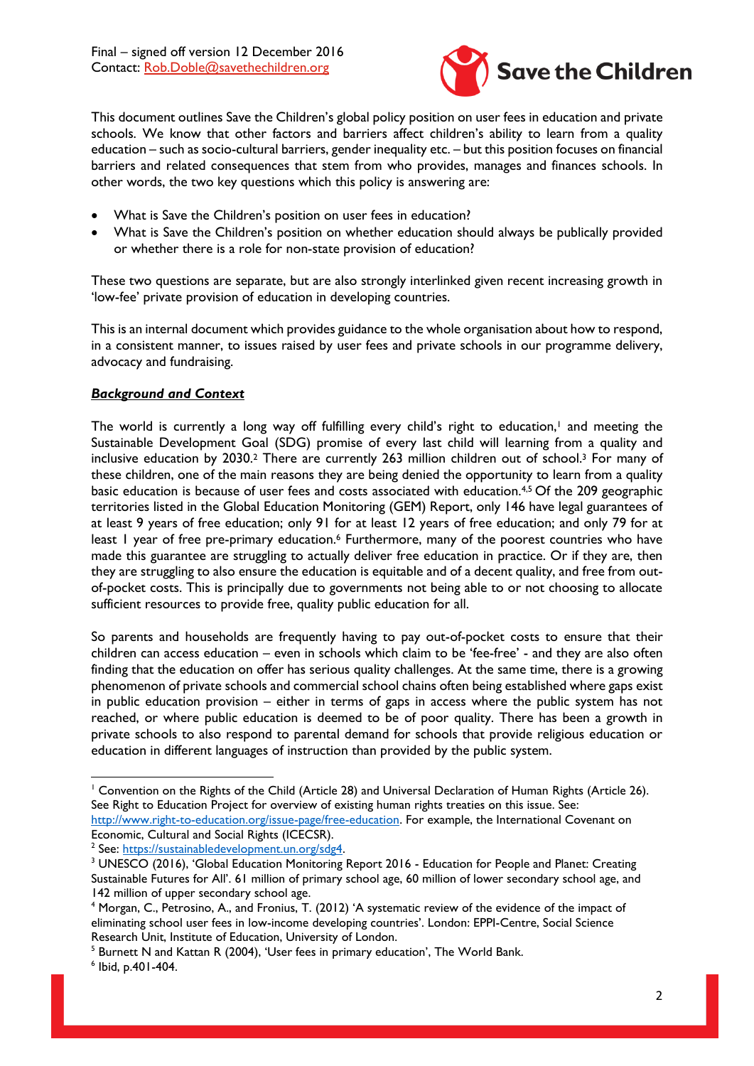Final – signed off version 12 December 2016
Contact: Rob.Doble@savethechildren.org

This document outlines Save the Children's global policy position on user fees in education and private schools. We know that other factors and barriers affect children's ability to learn from a quality education – such as socio-cultural barriers, gender inequality etc. – but this position focuses on financial barriers and related consequences that stem from who provides, manages and finances schools. In other words, the two key questions which this policy is answering are:

- What is Save the Children's position on user fees in education?
- What is Save the Children's position on whether education should always be publically provided or whether there is a role for non-state provision of education?

These two questions are separate, but are also strongly interlinked given recent increasing growth in 'low-fee' private provision of education in developing countries.

This is an internal document which provides guidance to the whole organisation about how to respond, in a consistent manner, to issues raised by user fees and private schools in our programme delivery, advocacy and fundraising.

***Background and Context***

The world is currently a long way off fulfilling every child's right to education,[1] and meeting the Sustainable Development Goal (SDG) promise of every last child will learning from a quality and inclusive education by 2030.[2] There are currently 263 million children out of school.[3] For many of these children, one of the main reasons they are being denied the opportunity to learn from a quality basic education is because of user fees and costs associated with education.[4,5] Of the 209 geographic territories listed in the Global Education Monitoring (GEM) Report, only 146 have legal guarantees of at least 9 years of free education; only 91 for at least 12 years of free education; and only 79 for at least 1 year of free pre-primary education.[6] Furthermore, many of the poorest countries who have made this guarantee are struggling to actually deliver free education in practice. Or if they are, then they are struggling to also ensure the education is equitable and of a decent quality, and free from out-of-pocket costs. This is principally due to governments not being able to or not choosing to allocate sufficient resources to provide free, quality public education for all.

So parents and households are frequently having to pay out-of-pocket costs to ensure that their children can access education – even in schools which claim to be 'fee-free' - and they are also often finding that the education on offer has serious quality challenges. At the same time, there is a growing phenomenon of private schools and commercial school chains often being established where gaps exist in public education provision – either in terms of gaps in access where the public system has not reached, or where public education is deemed to be of poor quality. There has been a growth in private schools to also respond to parental demand for schools that provide religious education or education in different languages of instruction than provided by the public system.

---

[1] Convention on the Rights of the Child (Article 28) and Universal Declaration of Human Rights (Article 26). See Right to Education Project for overview of existing human rights treaties on this issue. See: http://www.right-to-education.org/issue-page/free-education. For example, the International Covenant on Economic, Cultural and Social Rights (ICESCR).

[2] See: https://sustainabledevelopment.un.org/sdg4.

[3] UNESCO (2016), 'Global Education Monitoring Report 2016 - Education for People and Planet: Creating Sustainable Futures for All'. 61 million of primary school age, 60 million of lower secondary school age, and 142 million of upper secondary school age.

[4] Morgan, C., Petrosino, A., and Fronius, T. (2012) 'A systematic review of the evidence of the impact of eliminating school user fees in low-income developing countries'. London: EPPI-Centre, Social Science Research Unit, Institute of Education, University of London.

[5] Burnett N and Kattan R (2004), 'User fees in primary education', The World Bank.

[6] Ibid, p.401-404.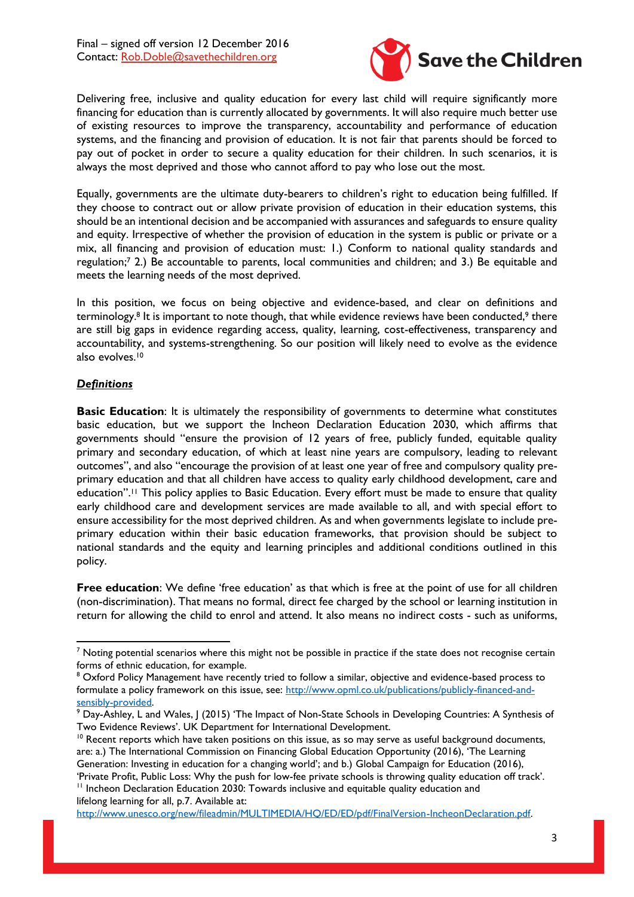Delivering free, inclusive and quality education for every last child will require significantly more financing for education than is currently allocated by governments. It will also require much better use of existing resources to improve the transparency, accountability and performance of education systems, and the financing and provision of education. It is not fair that parents should be forced to pay out of pocket in order to secure a quality education for their children. In such scenarios, it is always the most deprived and those who cannot afford to pay who lose out the most.

Equally, governments are the ultimate duty-bearers to children's right to education being fulfilled. If they choose to contract out or allow private provision of education in their education systems, this should be an intentional decision and be accompanied with assurances and safeguards to ensure quality and equity. Irrespective of whether the provision of education in the system is public or private or a mix, all financing and provision of education must: 1.) Conform to national quality standards and regulation;[7] 2.) Be accountable to parents, local communities and children; and 3.) Be equitable and meets the learning needs of the most deprived.

In this position, we focus on being objective and evidence-based, and clear on definitions and terminology.[8] It is important to note though, that while evidence reviews have been conducted,[9] there are still big gaps in evidence regarding access, quality, learning, cost-effectiveness, transparency and accountability, and systems-strengthening. So our position will likely need to evolve as the evidence also evolves.[10]

***Definitions***

**Basic Education**: It is ultimately the responsibility of governments to determine what constitutes basic education, but we support the Incheon Declaration Education 2030, which affirms that governments should "ensure the provision of 12 years of free, publicly funded, equitable quality primary and secondary education, of which at least nine years are compulsory, leading to relevant outcomes", and also "encourage the provision of at least one year of free and compulsory quality pre-primary education and that all children have access to quality early childhood development, care and education".[11] This policy applies to Basic Education. Every effort must be made to ensure that quality early childhood care and development services are made available to all, and with special effort to ensure accessibility for the most deprived children. As and when governments legislate to include pre-primary education within their basic education frameworks, that provision should be subject to national standards and the equity and learning principles and additional conditions outlined in this policy.

**Free education**: We define 'free education' as that which is free at the point of use for all children (non-discrimination). That means no formal, direct fee charged by the school or learning institution in return for allowing the child to enrol and attend. It also means no indirect costs - such as uniforms,

---

[7] Noting potential scenarios where this might not be possible in practice if the state does not recognise certain forms of ethnic education, for example.

[8] Oxford Policy Management have recently tried to follow a similar, objective and evidence-based process to formulate a policy framework on this issue, see: http://www.opml.co.uk/publications/publicly-financed-and-sensibly-provided.

[9] Day-Ashley, L and Wales, J (2015) 'The Impact of Non-State Schools in Developing Countries: A Synthesis of Two Evidence Reviews'. UK Department for International Development.

[10] Recent reports which have taken positions on this issue, as so may serve as useful background documents, are: a.) The International Commission on Financing Global Education Opportunity (2016), 'The Learning Generation: Investing in education for a changing world'; and b.) Global Campaign for Education (2016), 'Private Profit, Public Loss: Why the push for low-fee private schools is throwing quality education off track'.

[11] Incheon Declaration Education 2030: Towards inclusive and equitable quality education and lifelong learning for all, p.7. Available at: http://www.unesco.org/new/fileadmin/MULTIMEDIA/HQ/ED/ED/pdf/FinalVersion-IncheonDeclaration.pdf.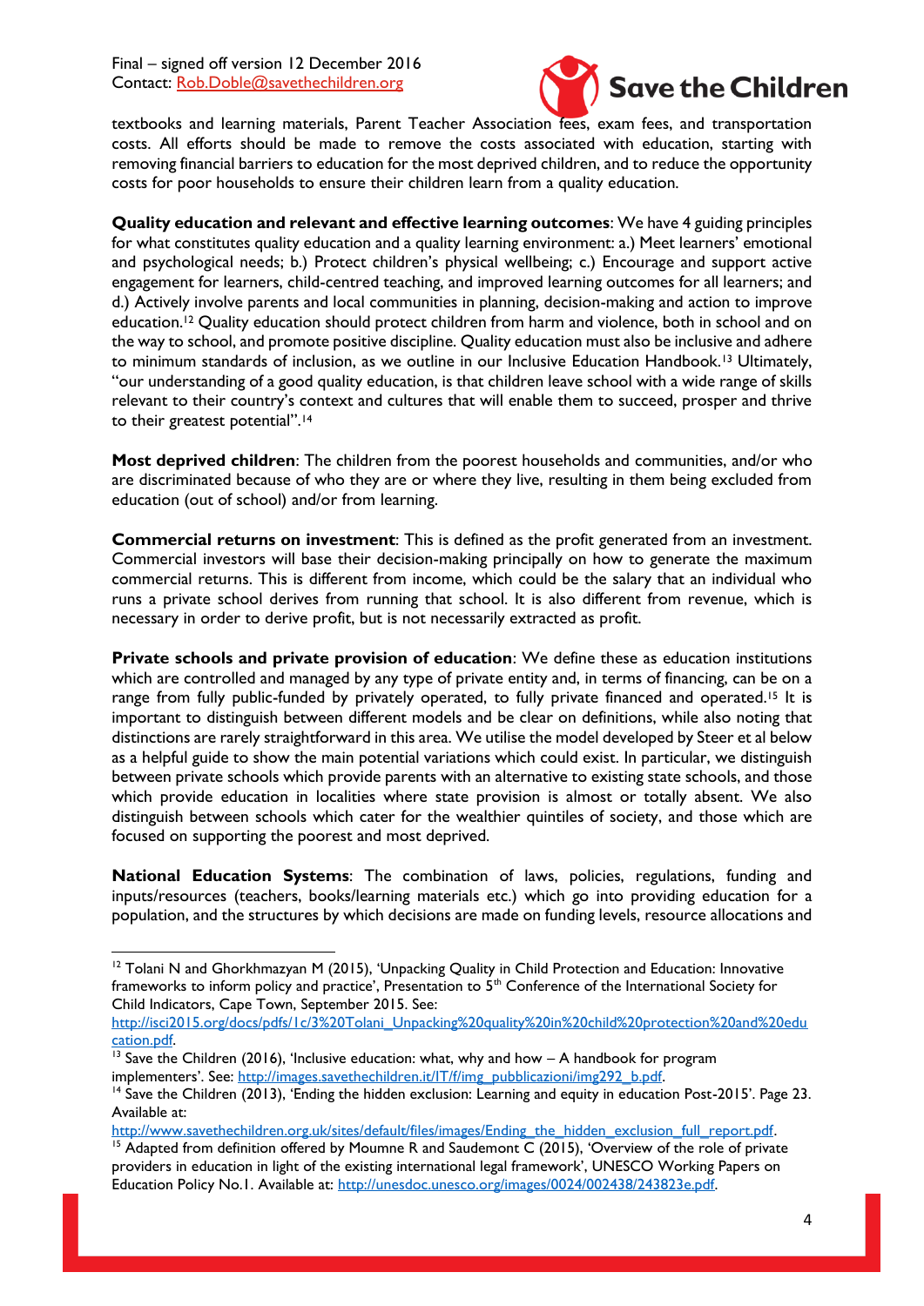textbooks and learning materials, Parent Teacher Association fees, exam fees, and transportation costs. All efforts should be made to remove the costs associated with education, starting with removing financial barriers to education for the most deprived children, and to reduce the opportunity costs for poor households to ensure their children learn from a quality education.

**Quality education and relevant and effective learning outcomes**: We have 4 guiding principles for what constitutes quality education and a quality learning environment: a.) Meet learners' emotional and psychological needs; b.) Protect children's physical wellbeing; c.) Encourage and support active engagement for learners, child-centred teaching, and improved learning outcomes for all learners; and d.) Actively involve parents and local communities in planning, decision-making and action to improve education.[12] Quality education should protect children from harm and violence, both in school and on the way to school, and promote positive discipline. Quality education must also be inclusive and adhere to minimum standards of inclusion, as we outline in our Inclusive Education Handbook.[13] Ultimately, "our understanding of a good quality education, is that children leave school with a wide range of skills relevant to their country's context and cultures that will enable them to succeed, prosper and thrive to their greatest potential".[14]

**Most deprived children**: The children from the poorest households and communities, and/or who are discriminated because of who they are or where they live, resulting in them being excluded from education (out of school) and/or from learning.

**Commercial returns on investment**: This is defined as the profit generated from an investment. Commercial investors will base their decision-making principally on how to generate the maximum commercial returns. This is different from income, which could be the salary that an individual who runs a private school derives from running that school. It is also different from revenue, which is necessary in order to derive profit, but is not necessarily extracted as profit.

**Private schools and private provision of education**: We define these as education institutions which are controlled and managed by any type of private entity and, in terms of financing, can be on a range from fully public-funded by privately operated, to fully private financed and operated.[15] It is important to distinguish between different models and be clear on definitions, while also noting that distinctions are rarely straightforward in this area. We utilise the model developed by Steer et al below as a helpful guide to show the main potential variations which could exist. In particular, we distinguish between private schools which provide parents with an alternative to existing state schools, and those which provide education in localities where state provision is almost or totally absent. We also distinguish between schools which cater for the wealthier quintiles of society, and those which are focused on supporting the poorest and most deprived.

**National Education Systems**: The combination of laws, policies, regulations, funding and inputs/resources (teachers, books/learning materials etc.) which go into providing education for a population, and the structures by which decisions are made on funding levels, resource allocations and

---

[12] Tolani N and Ghorkhmazyan M (2015), 'Unpacking Quality in Child Protection and Education: Innovative frameworks to inform policy and practice', Presentation to 5th Conference of the International Society for Child Indicators, Cape Town, September 2015. See: http://isci2015.org/docs/pdfs/1c/3%20Tolani_Unpacking%20quality%20in%20child%20protection%20and%20education.pdf.

[13] Save the Children (2016), 'Inclusive education: what, why and how – A handbook for program implementers'. See: http://images.savethechildren.it/IT/f/img_pubblicazioni/img292_b.pdf.

[14] Save the Children (2013), 'Ending the hidden exclusion: Learning and equity in education Post-2015'. Page 23. Available at: http://www.savethechildren.org.uk/sites/default/files/images/Ending_the_hidden_exclusion_full_report.pdf.

[15] Adapted from definition offered by Moumne R and Saudemont C (2015), 'Overview of the role of private providers in education in light of the existing international legal framework', UNESCO Working Papers on Education Policy No.1. Available at: http://unesdoc.unesco.org/images/0024/002438/243823e.pdf.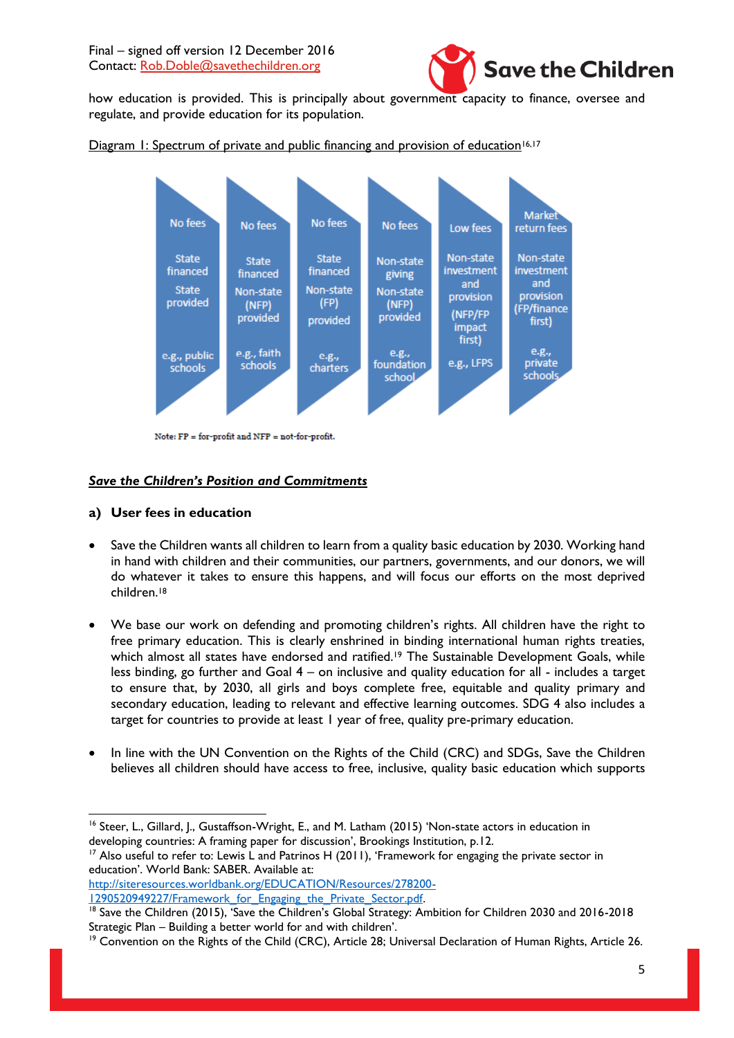how education is provided. This is principally about government capacity to finance, oversee and regulate, and provide education for its population.

Diagram 1: Spectrum of private and public financing and provision of education[16,17]

| No fees | No fees | No fees | No fees | Low fees | Market return fees |
|---|---|---|---|---|---|
| State financed | State financed | State financed | Non-state giving | Non-state investment and provision | Non-state investment and provision |
| State provided | Non-state (NFP) provided | Non-state (FP) provided | Non-state (NFP) provided | (NFP/FP impact first) | (FP/finance first) |
| e.g., public schools | e.g., faith schools | e.g., charters | e.g., foundation school | e.g., LFPS | e.g., private schools |

Note: FP = for-profit and NFP = not-for-profit.

***Save the Children's Position and Commitments***

**a) User fees in education**

- Save the Children wants all children to learn from a quality basic education by 2030. Working hand in hand with children and their communities, our partners, governments, and our donors, we will do whatever it takes to ensure this happens, and will focus our efforts on the most deprived children.[18]

- We base our work on defending and promoting children's rights. All children have the right to free primary education. This is clearly enshrined in binding international human rights treaties, which almost all states have endorsed and ratified.[19] The Sustainable Development Goals, while less binding, go further and Goal 4 – on inclusive and quality education for all - includes a target to ensure that, by 2030, all girls and boys complete free, equitable and quality primary and secondary education, leading to relevant and effective learning outcomes. SDG 4 also includes a target for countries to provide at least 1 year of free, quality pre-primary education.

- In line with the UN Convention on the Rights of the Child (CRC) and SDGs, Save the Children believes all children should have access to free, inclusive, quality basic education which supports

---

[16] Steer, L., Gillard, J., Gustaffson-Wright, E., and M. Latham (2015) 'Non-state actors in education in developing countries: A framing paper for discussion', Brookings Institution, p.12.

[17] Also useful to refer to: Lewis L and Patrinos H (2011), 'Framework for engaging the private sector in education'. World Bank: SABER. Available at: http://siteresources.worldbank.org/EDUCATION/Resources/278200-1290520949227/Framework_for_Engaging_the_Private_Sector.pdf.

[18] Save the Children (2015), 'Save the Children's Global Strategy: Ambition for Children 2030 and 2016-2018 Strategic Plan – Building a better world for and with children'.

[19] Convention on the Rights of the Child (CRC), Article 28; Universal Declaration of Human Rights, Article 26.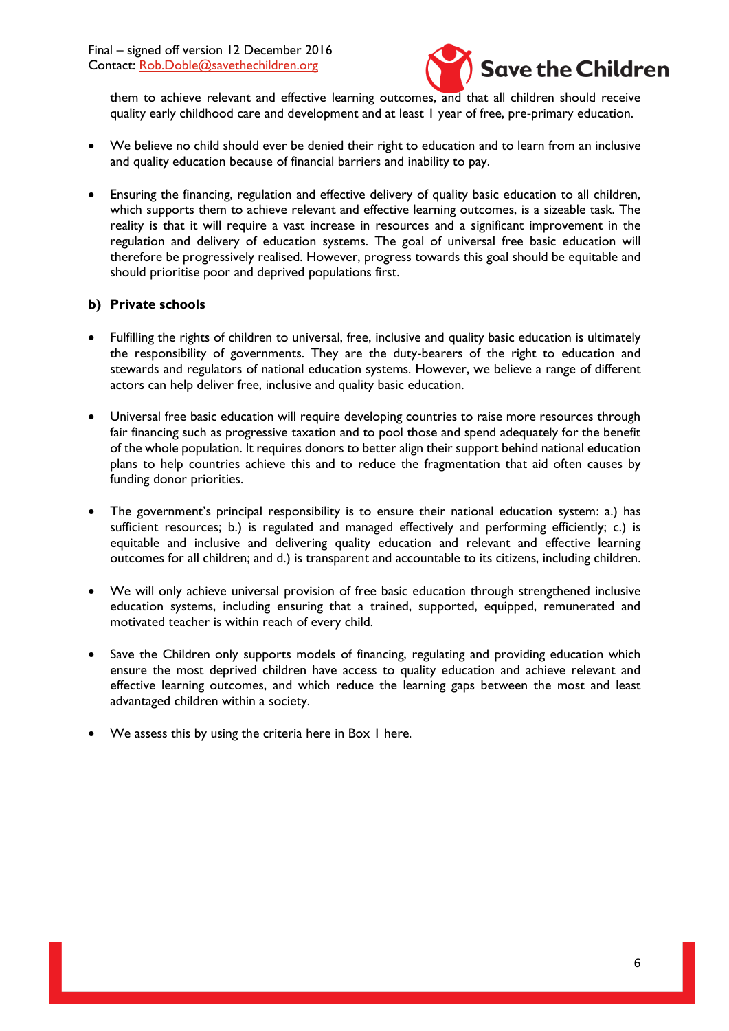them to achieve relevant and effective learning outcomes, and that all children should receive quality early childhood care and development and at least 1 year of free, pre-primary education.

- We believe no child should ever be denied their right to education and to learn from an inclusive and quality education because of financial barriers and inability to pay.

- Ensuring the financing, regulation and effective delivery of quality basic education to all children, which supports them to achieve relevant and effective learning outcomes, is a sizeable task. The reality is that it will require a vast increase in resources and a significant improvement in the regulation and delivery of education systems. The goal of universal free basic education will therefore be progressively realised. However, progress towards this goal should be equitable and should prioritise poor and deprived populations first.

**b) Private schools**

- Fulfilling the rights of children to universal, free, inclusive and quality basic education is ultimately the responsibility of governments. They are the duty-bearers of the right to education and stewards and regulators of national education systems. However, we believe a range of different actors can help deliver free, inclusive and quality basic education.

- Universal free basic education will require developing countries to raise more resources through fair financing such as progressive taxation and to pool those and spend adequately for the benefit of the whole population. It requires donors to better align their support behind national education plans to help countries achieve this and to reduce the fragmentation that aid often causes by funding donor priorities.

- The government's principal responsibility is to ensure their national education system: a.) has sufficient resources; b.) is regulated and managed effectively and performing efficiently; c.) is equitable and inclusive and delivering quality education and relevant and effective learning outcomes for all children; and d.) is transparent and accountable to its citizens, including children.

- We will only achieve universal provision of free basic education through strengthened inclusive education systems, including ensuring that a trained, supported, equipped, remunerated and motivated teacher is within reach of every child.

- Save the Children only supports models of financing, regulating and providing education which ensure the most deprived children have access to quality education and achieve relevant and effective learning outcomes, and which reduce the learning gaps between the most and least advantaged children within a society.

- We assess this by using the criteria here in Box 1 here.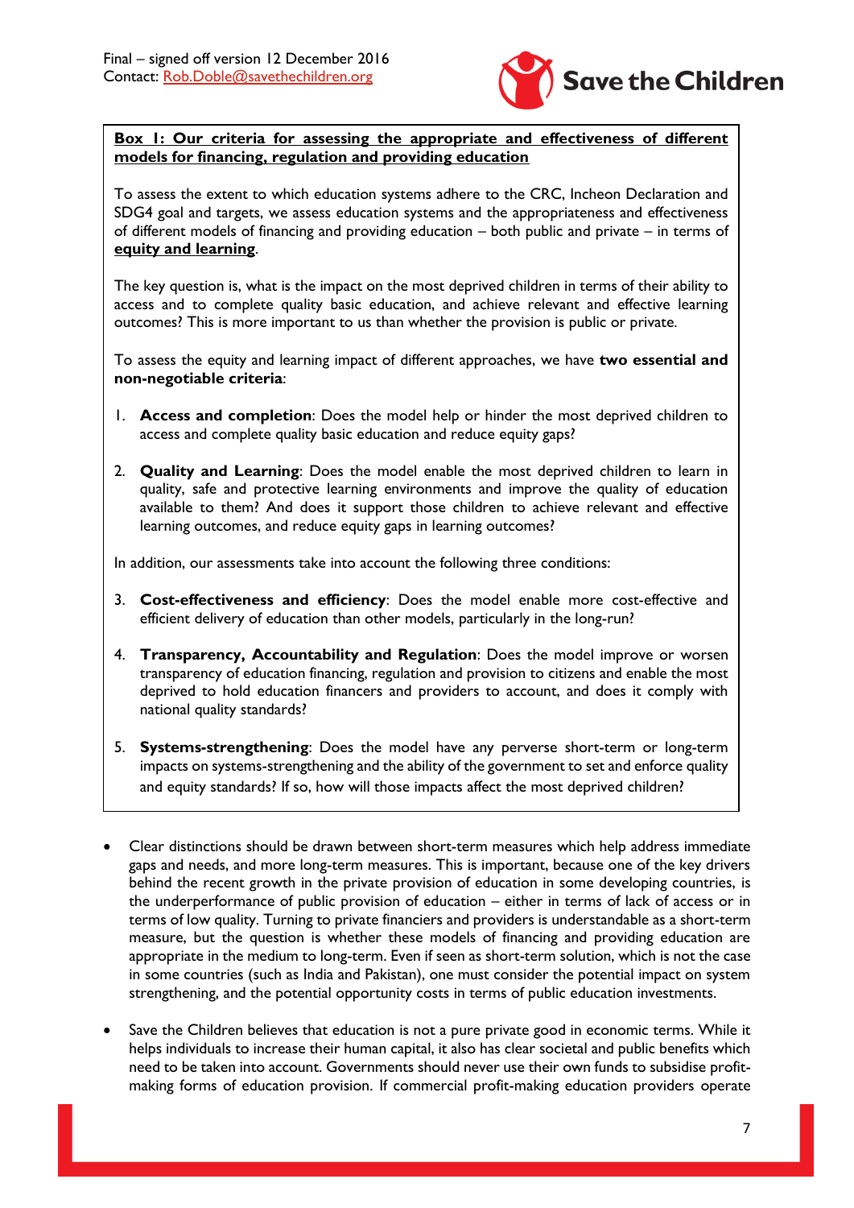**<u>Box 1: Our criteria for assessing the appropriate and effectiveness of different models for financing, regulation and providing education</u>**

To assess the extent to which education systems adhere to the CRC, Incheon Declaration and SDG4 goal and targets, we assess education systems and the appropriateness and effectiveness of different models of financing and providing education – both public and private – in terms of **<u>equity and learning</u>**.

The key question is, what is the impact on the most deprived children in terms of their ability to access and to complete quality basic education, and achieve relevant and effective learning outcomes? This is more important to us than whether the provision is public or private.

To assess the equity and learning impact of different approaches, we have **two essential and non-negotiable criteria**:

1. **Access and completion**: Does the model help or hinder the most deprived children to access and complete quality basic education and reduce equity gaps?

2. **Quality and Learning**: Does the model enable the most deprived children to learn in quality, safe and protective learning environments and improve the quality of education available to them? And does it support those children to achieve relevant and effective learning outcomes, and reduce equity gaps in learning outcomes?

In addition, our assessments take into account the following three conditions:

3. **Cost-effectiveness and efficiency**: Does the model enable more cost-effective and efficient delivery of education than other models, particularly in the long-run?

4. **Transparency, Accountability and Regulation**: Does the model improve or worsen transparency of education financing, regulation and provision to citizens and enable the most deprived to hold education financers and providers to account, and does it comply with national quality standards?

5. **Systems-strengthening**: Does the model have any perverse short-term or long-term impacts on systems-strengthening and the ability of the government to set and enforce quality and equity standards? If so, how will those impacts affect the most deprived children?

- Clear distinctions should be drawn between short-term measures which help address immediate gaps and needs, and more long-term measures. This is important, because one of the key drivers behind the recent growth in the private provision of education in some developing countries, is the underperformance of public provision of education – either in terms of lack of access or in terms of low quality. Turning to private financiers and providers is understandable as a short-term measure, but the question is whether these models of financing and providing education are appropriate in the medium to long-term. Even if seen as short-term solution, which is not the case in some countries (such as India and Pakistan), one must consider the potential impact on system strengthening, and the potential opportunity costs in terms of public education investments.

- Save the Children believes that education is not a pure private good in economic terms. While it helps individuals to increase their human capital, it also has clear societal and public benefits which need to be taken into account. Governments should never use their own funds to subsidise profit-making forms of education provision. If commercial profit-making education providers operate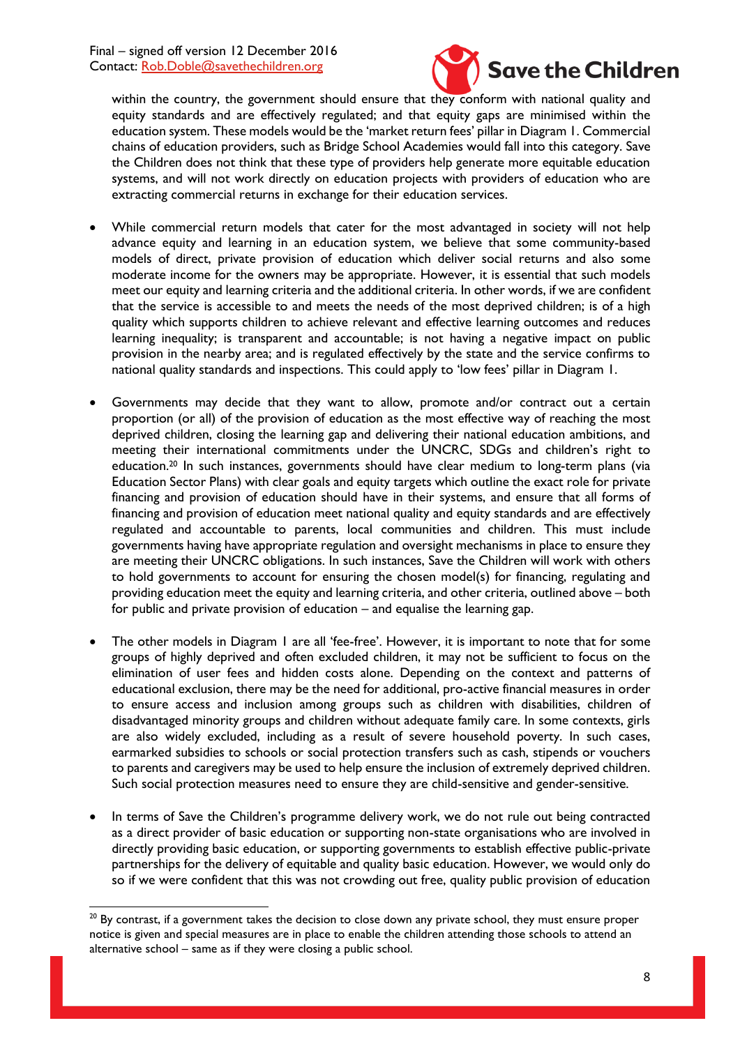within the country, the government should ensure that they conform with national quality and equity standards and are effectively regulated; and that equity gaps are minimised within the education system. These models would be the 'market return fees' pillar in Diagram 1. Commercial chains of education providers, such as Bridge School Academies would fall into this category. Save the Children does not think that these type of providers help generate more equitable education systems, and will not work directly on education projects with providers of education who are extracting commercial returns in exchange for their education services.

- While commercial return models that cater for the most advantaged in society will not help advance equity and learning in an education system, we believe that some community-based models of direct, private provision of education which deliver social returns and also some moderate income for the owners may be appropriate. However, it is essential that such models meet our equity and learning criteria and the additional criteria. In other words, if we are confident that the service is accessible to and meets the needs of the most deprived children; is of a high quality which supports children to achieve relevant and effective learning outcomes and reduces learning inequality; is transparent and accountable; is not having a negative impact on public provision in the nearby area; and is regulated effectively by the state and the service confirms to national quality standards and inspections. This could apply to 'low fees' pillar in Diagram 1.

- Governments may decide that they want to allow, promote and/or contract out a certain proportion (or all) of the provision of education as the most effective way of reaching the most deprived children, closing the learning gap and delivering their national education ambitions, and meeting their international commitments under the UNCRC, SDGs and children's right to education.[20] In such instances, governments should have clear medium to long-term plans (via Education Sector Plans) with clear goals and equity targets which outline the exact role for private financing and provision of education should have in their systems, and ensure that all forms of financing and provision of education meet national quality and equity standards and are effectively regulated and accountable to parents, local communities and children. This must include governments having have appropriate regulation and oversight mechanisms in place to ensure they are meeting their UNCRC obligations. In such instances, Save the Children will work with others to hold governments to account for ensuring the chosen model(s) for financing, regulating and providing education meet the equity and learning criteria, and other criteria, outlined above – both for public and private provision of education – and equalise the learning gap.

- The other models in Diagram 1 are all 'fee-free'. However, it is important to note that for some groups of highly deprived and often excluded children, it may not be sufficient to focus on the elimination of user fees and hidden costs alone. Depending on the context and patterns of educational exclusion, there may be the need for additional, pro-active financial measures in order to ensure access and inclusion among groups such as children with disabilities, children of disadvantaged minority groups and children without adequate family care. In some contexts, girls are also widely excluded, including as a result of severe household poverty. In such cases, earmarked subsidies to schools or social protection transfers such as cash, stipends or vouchers to parents and caregivers may be used to help ensure the inclusion of extremely deprived children. Such social protection measures need to ensure they are child-sensitive and gender-sensitive.

- In terms of Save the Children's programme delivery work, we do not rule out being contracted as a direct provider of basic education or supporting non-state organisations who are involved in directly providing basic education, or supporting governments to establish effective public-private partnerships for the delivery of equitable and quality basic education. However, we would only do so if we were confident that this was not crowding out free, quality public provision of education

---

[20] By contrast, if a government takes the decision to close down any private school, they must ensure proper notice is given and special measures are in place to enable the children attending those schools to attend an alternative school – same as if they were closing a public school.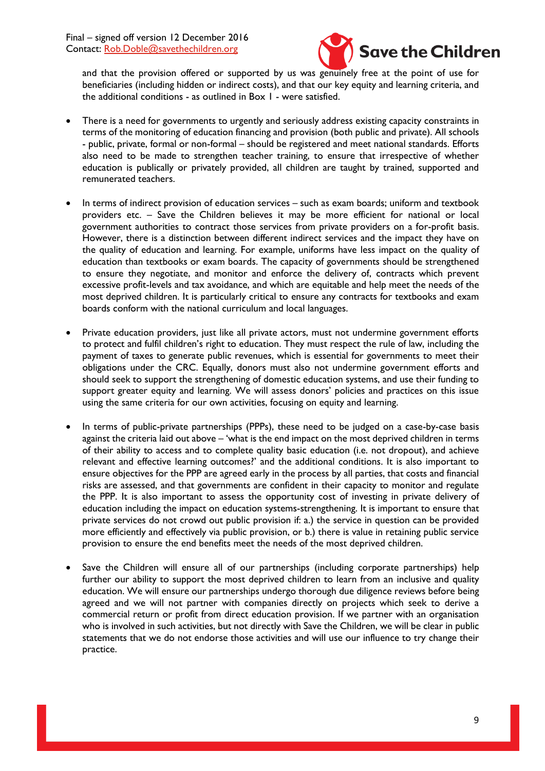and that the provision offered or supported by us was genuinely free at the point of use for beneficiaries (including hidden or indirect costs), and that our key equity and learning criteria, and the additional conditions - as outlined in Box 1 - were satisfied.

- There is a need for governments to urgently and seriously address existing capacity constraints in terms of the monitoring of education financing and provision (both public and private). All schools - public, private, formal or non-formal – should be registered and meet national standards. Efforts also need to be made to strengthen teacher training, to ensure that irrespective of whether education is publically or privately provided, all children are taught by trained, supported and remunerated teachers.

- In terms of indirect provision of education services – such as exam boards; uniform and textbook providers etc. – Save the Children believes it may be more efficient for national or local government authorities to contract those services from private providers on a for-profit basis. However, there is a distinction between different indirect services and the impact they have on the quality of education and learning. For example, uniforms have less impact on the quality of education than textbooks or exam boards. The capacity of governments should be strengthened to ensure they negotiate, and monitor and enforce the delivery of, contracts which prevent excessive profit-levels and tax avoidance, and which are equitable and help meet the needs of the most deprived children. It is particularly critical to ensure any contracts for textbooks and exam boards conform with the national curriculum and local languages.

- Private education providers, just like all private actors, must not undermine government efforts to protect and fulfil children's right to education. They must respect the rule of law, including the payment of taxes to generate public revenues, which is essential for governments to meet their obligations under the CRC. Equally, donors must also not undermine government efforts and should seek to support the strengthening of domestic education systems, and use their funding to support greater equity and learning. We will assess donors' policies and practices on this issue using the same criteria for our own activities, focusing on equity and learning.

- In terms of public-private partnerships (PPPs), these need to be judged on a case-by-case basis against the criteria laid out above – 'what is the end impact on the most deprived children in terms of their ability to access and to complete quality basic education (i.e. not dropout), and achieve relevant and effective learning outcomes?' and the additional conditions. It is also important to ensure objectives for the PPP are agreed early in the process by all parties, that costs and financial risks are assessed, and that governments are confident in their capacity to monitor and regulate the PPP. It is also important to assess the opportunity cost of investing in private delivery of education including the impact on education systems-strengthening. It is important to ensure that private services do not crowd out public provision if: a.) the service in question can be provided more efficiently and effectively via public provision, or b.) there is value in retaining public service provision to ensure the end benefits meet the needs of the most deprived children.

- Save the Children will ensure all of our partnerships (including corporate partnerships) help further our ability to support the most deprived children to learn from an inclusive and quality education. We will ensure our partnerships undergo thorough due diligence reviews before being agreed and we will not partner with companies directly on projects which seek to derive a commercial return or profit from direct education provision. If we partner with an organisation who is involved in such activities, but not directly with Save the Children, we will be clear in public statements that we do not endorse those activities and will use our influence to try change their practice.